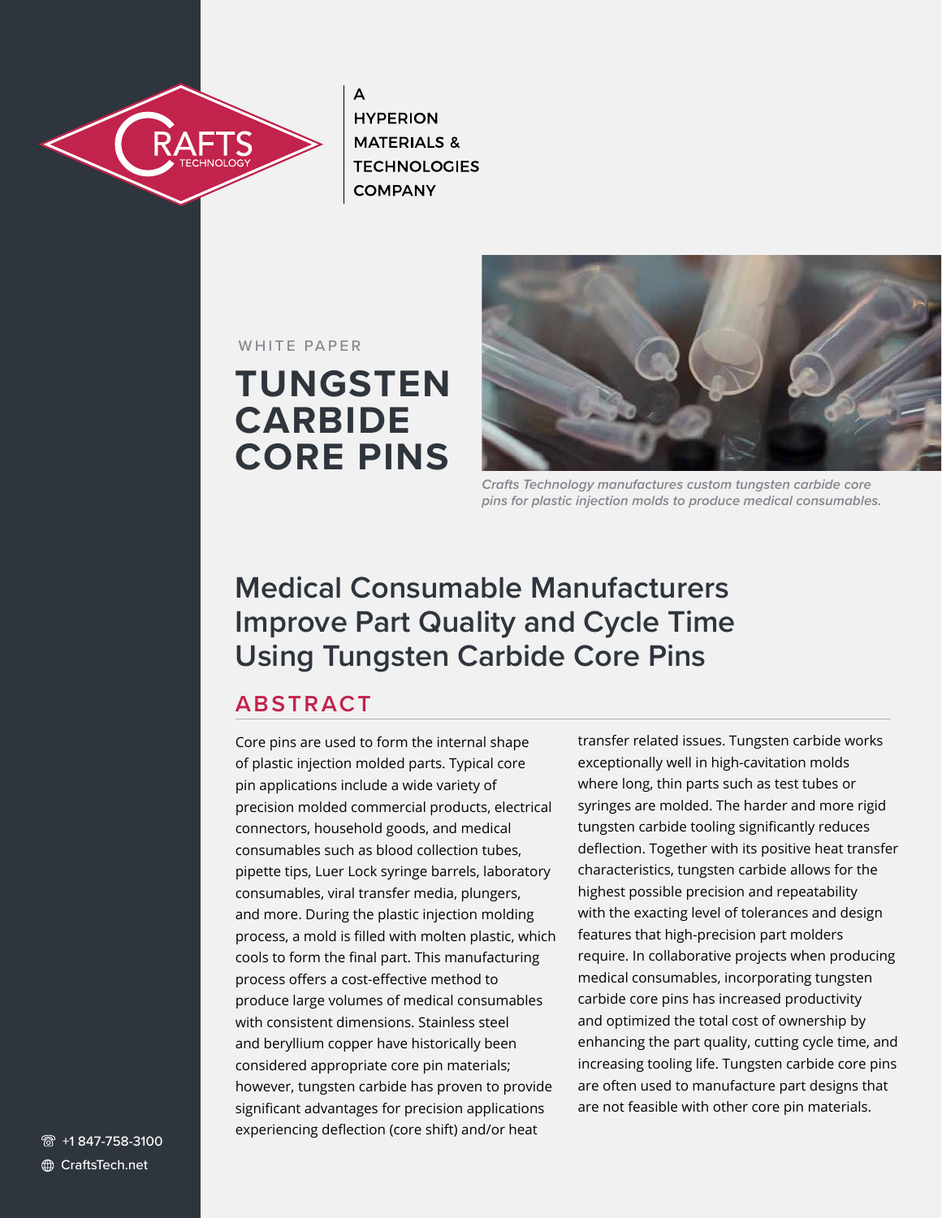CRAFTS TECHNOLOGY

A HYPERION MATERIALS & TECHNOLOGIES COMPANY

WHITE PAPER

# TUNGSTEN CARBIDE CORE PINS

*Crafts Technology manufactures custom tungsten carbide core pins for plastic injection molds to produce medical consumables.*

## Medical Consumable Manufacturers Improve Part Quality and Cycle Time Using Tungsten Carbide Core Pins

## ABSTRACT

Core pins are used to form the internal shape of plastic injection molded parts. Typical core pin applications include a wide variety of precision molded commercial products, electrical connectors, household goods, and medical consumables such as blood collection tubes, pipette tips, Luer Lock syringe barrels, laboratory consumables, viral transfer media, plungers, and more. During the plastic injection molding process, a mold is filled with molten plastic, which cools to form the final part. This manufacturing process offers a cost-effective method to produce large volumes of medical consumables with consistent dimensions. Stainless steel and beryllium copper have historically been considered appropriate core pin materials; however, tungsten carbide has proven to provide significant advantages for precision applications experiencing deflection (core shift) and/or heat transfer related issues. Tungsten carbide works exceptionally well in high-cavitation molds where long, thin parts such as test tubes or syringes are molded. The harder and more rigid tungsten carbide tooling significantly reduces deflection. Together with its positive heat transfer characteristics, tungsten carbide allows for the highest possible precision and repeatability with the exacting level of tolerances and design features that high-precision part molders require. In collaborative projects when producing medical consumables, incorporating tungsten carbide core pins has increased productivity and optimized the total cost of ownership by enhancing the part quality, cutting cycle time, and increasing tooling life. Tungsten carbide core pins are often used to manufacture part designs that are not feasible with other core pin materials.

+1 847-758-3100

CraftsTech.net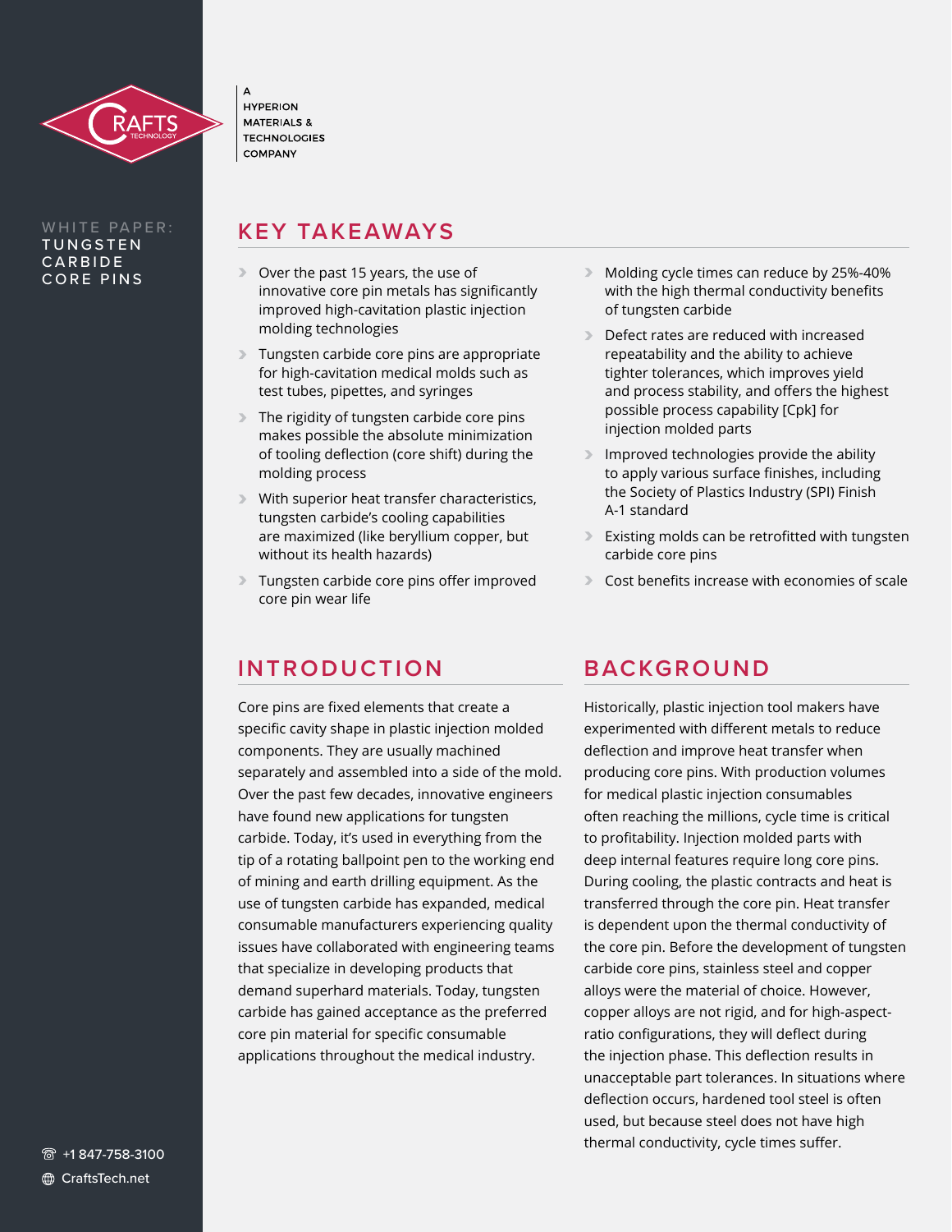A HYPERION MATERIALS & TECHNOLOGIES COMPANY

WHITE PAPER: TUNGSTEN CARBIDE CORE PINS

## KEY TAKEAWAYS

- Over the past 15 years, the use of innovative core pin metals has significantly improved high-cavitation plastic injection molding technologies
- Tungsten carbide core pins are appropriate for high-cavitation medical molds such as test tubes, pipettes, and syringes
- The rigidity of tungsten carbide core pins makes possible the absolute minimization of tooling deflection (core shift) during the molding process
- With superior heat transfer characteristics, tungsten carbide's cooling capabilities are maximized (like beryllium copper, but without its health hazards)
- Tungsten carbide core pins offer improved core pin wear life
- Molding cycle times can reduce by 25%-40% with the high thermal conductivity benefits of tungsten carbide
- Defect rates are reduced with increased repeatability and the ability to achieve tighter tolerances, which improves yield and process stability, and offers the highest possible process capability [Cpk] for injection molded parts
- Improved technologies provide the ability to apply various surface finishes, including the Society of Plastics Industry (SPI) Finish A-1 standard
- Existing molds can be retrofitted with tungsten carbide core pins
- Cost benefits increase with economies of scale

## INTRODUCTION

Core pins are fixed elements that create a specific cavity shape in plastic injection molded components. They are usually machined separately and assembled into a side of the mold. Over the past few decades, innovative engineers have found new applications for tungsten carbide. Today, it's used in everything from the tip of a rotating ballpoint pen to the working end of mining and earth drilling equipment. As the use of tungsten carbide has expanded, medical consumable manufacturers experiencing quality issues have collaborated with engineering teams that specialize in developing products that demand superhard materials. Today, tungsten carbide has gained acceptance as the preferred core pin material for specific consumable applications throughout the medical industry.

## BACKGROUND

Historically, plastic injection tool makers have experimented with different metals to reduce deflection and improve heat transfer when producing core pins. With production volumes for medical plastic injection consumables often reaching the millions, cycle time is critical to profitability. Injection molded parts with deep internal features require long core pins. During cooling, the plastic contracts and heat is transferred through the core pin. Heat transfer is dependent upon the thermal conductivity of the core pin. Before the development of tungsten carbide core pins, stainless steel and copper alloys were the material of choice. However, copper alloys are not rigid, and for high-aspect-ratio configurations, they will deflect during the injection phase. This deflection results in unacceptable part tolerances. In situations where deflection occurs, hardened tool steel is often used, but because steel does not have high thermal conductivity, cycle times suffer.

+1 847-758-3100
CraftsTech.net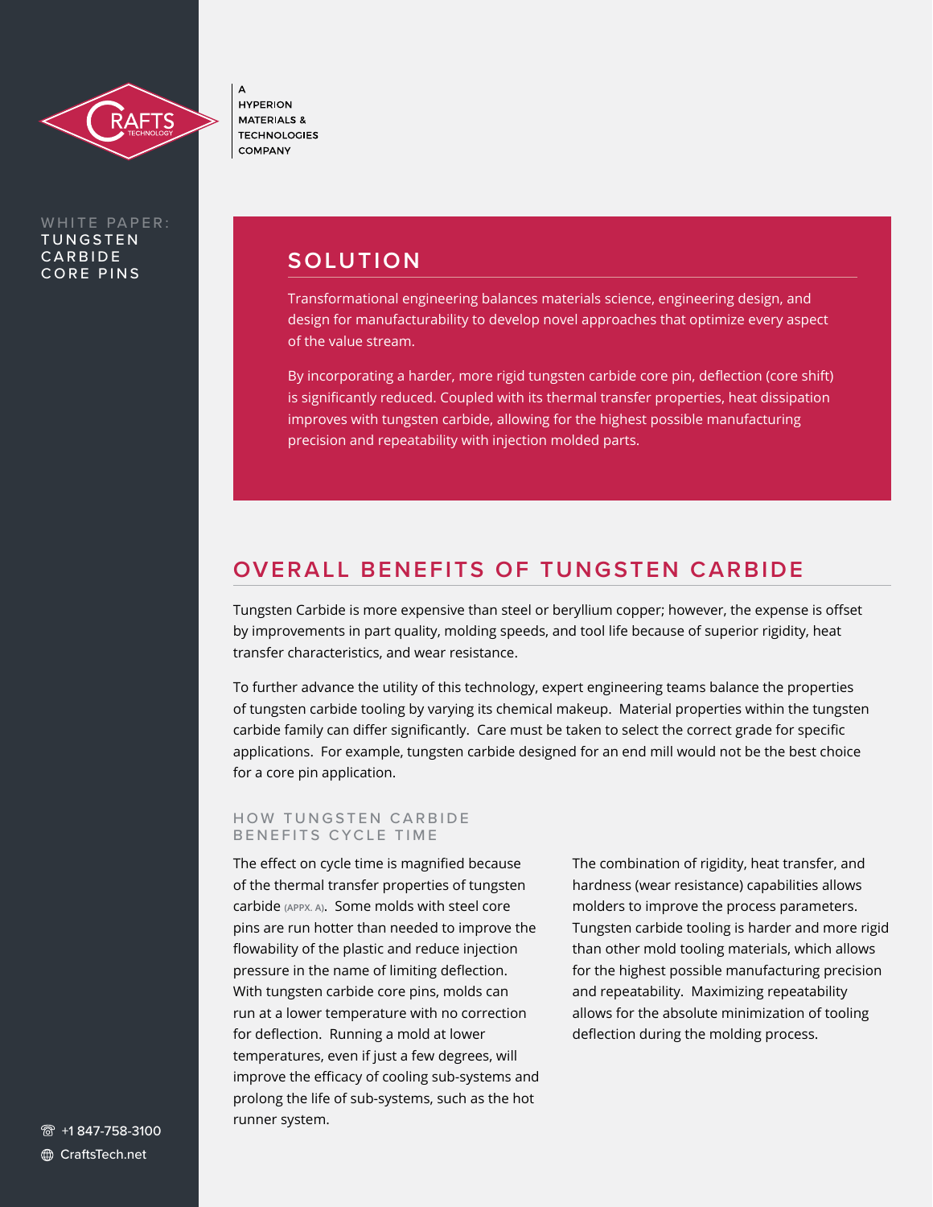## SOLUTION

Transformational engineering balances materials science, engineering design, and design for manufacturability to develop novel approaches that optimize every aspect of the value stream.

By incorporating a harder, more rigid tungsten carbide core pin, deflection (core shift) is significantly reduced. Coupled with its thermal transfer properties, heat dissipation improves with tungsten carbide, allowing for the highest possible manufacturing precision and repeatability with injection molded parts.

## OVERALL BENEFITS OF TUNGSTEN CARBIDE

Tungsten Carbide is more expensive than steel or beryllium copper; however, the expense is offset by improvements in part quality, molding speeds, and tool life because of superior rigidity, heat transfer characteristics, and wear resistance.

To further advance the utility of this technology, expert engineering teams balance the properties of tungsten carbide tooling by varying its chemical makeup. Material properties within the tungsten carbide family can differ significantly. Care must be taken to select the correct grade for specific applications. For example, tungsten carbide designed for an end mill would not be the best choice for a core pin application.

### HOW TUNGSTEN CARBIDE BENEFITS CYCLE TIME

The effect on cycle time is magnified because of the thermal transfer properties of tungsten carbide (APPX. A). Some molds with steel core pins are run hotter than needed to improve the flowability of the plastic and reduce injection pressure in the name of limiting deflection. With tungsten carbide core pins, molds can run at a lower temperature with no correction for deflection. Running a mold at lower temperatures, even if just a few degrees, will improve the efficacy of cooling sub-systems and prolong the life of sub-systems, such as the hot runner system.

The combination of rigidity, heat transfer, and hardness (wear resistance) capabilities allows molders to improve the process parameters. Tungsten carbide tooling is harder and more rigid than other mold tooling materials, which allows for the highest possible manufacturing precision and repeatability. Maximizing repeatability allows for the absolute minimization of tooling deflection during the molding process.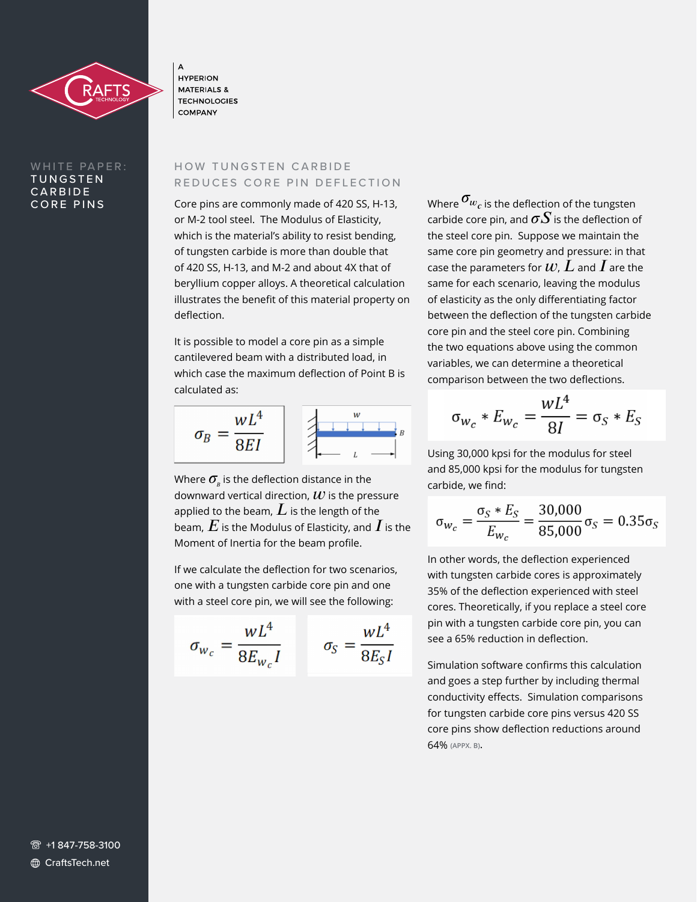WHITE PAPER:
TUNGSTEN CARBIDE CORE PINS

## HOW TUNGSTEN CARBIDE REDUCES CORE PIN DEFLECTION

Core pins are commonly made of 420 SS, H-13, or M-2 tool steel. The Modulus of Elasticity, which is the material's ability to resist bending, of tungsten carbide is more than double that of 420 SS, H-13, and M-2 and about 4X that of beryllium copper alloys. A theoretical calculation illustrates the benefit of this material property on deflection.

It is possible to model a core pin as a simple cantilevered beam with a distributed load, in which case the maximum deflection of Point B is calculated as:

$$\sigma_B = \frac{wL^4}{8EI}$$

w

B

L

Where $\sigma_B$ is the deflection distance in the downward vertical direction, $w$ is the pressure applied to the beam, $L$ is the length of the beam, $E$ is the Modulus of Elasticity, and $I$ is the Moment of Inertia for the beam profile.

If we calculate the deflection for two scenarios, one with a tungsten carbide core pin and one with a steel core pin, we will see the following:

$$\sigma_{w_c} = \frac{wL^4}{8E_{w_c}I} \qquad \sigma_S = \frac{wL^4}{8E_S I}$$

Where $\sigma_{w_c}$ is the deflection of the tungsten carbide core pin, and $\sigma S$ is the deflection of the steel core pin. Suppose we maintain the same core pin geometry and pressure: in that case the parameters for $w$, $L$ and $I$ are the same for each scenario, leaving the modulus of elasticity as the only differentiating factor between the deflection of the tungsten carbide core pin and the steel core pin. Combining the two equations above using the common variables, we can determine a theoretical comparison between the two deflections.

$$\sigma_{w_c} * E_{w_c} = \frac{wL^4}{8I} = \sigma_S * E_S$$

Using 30,000 kpsi for the modulus for steel and 85,000 kpsi for the modulus for tungsten carbide, we find:

$$\sigma_{w_c} = \frac{\sigma_S * E_S}{E_{w_c}} = \frac{30{,}000}{85{,}000}\sigma_S = 0.35\sigma_S$$

In other words, the deflection experienced with tungsten carbide cores is approximately 35% of the deflection experienced with steel cores. Theoretically, if you replace a steel core pin with a tungsten carbide core pin, you can see a 65% reduction in deflection.

Simulation software confirms this calculation and goes a step further by including thermal conductivity effects. Simulation comparisons for tungsten carbide core pins versus 420 SS core pins show deflection reductions around 64% (APPX. B).

+1 847-758-3100
CraftsTech.net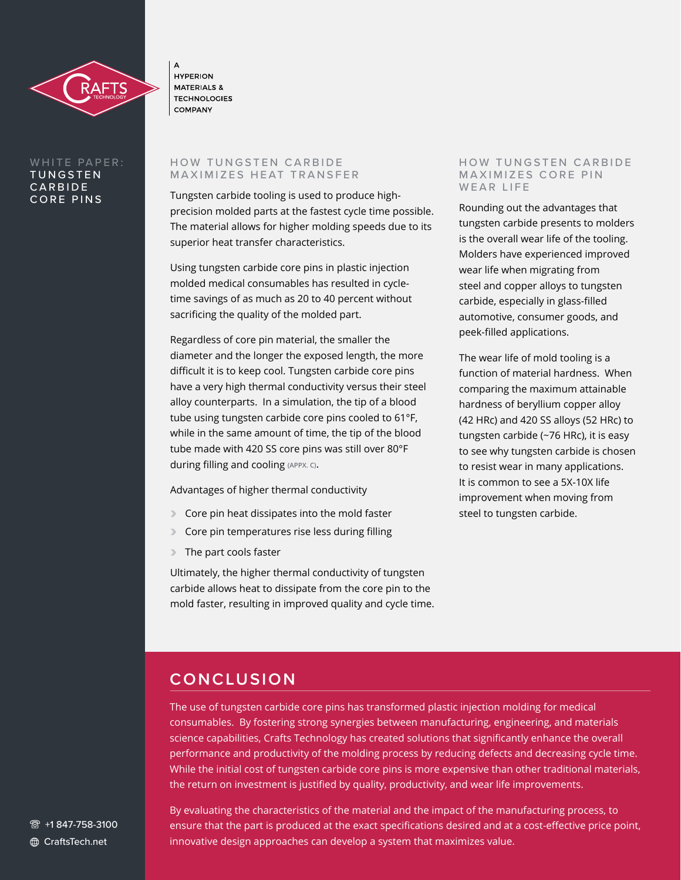## How Tungsten Carbide Maximizes Heat Transfer

Tungsten carbide tooling is used to produce high-precision molded parts at the fastest cycle time possible. The material allows for higher molding speeds due to its superior heat transfer characteristics.

Using tungsten carbide core pins in plastic injection molded medical consumables has resulted in cycle-time savings of as much as 20 to 40 percent without sacrificing the quality of the molded part.

Regardless of core pin material, the smaller the diameter and the longer the exposed length, the more difficult it is to keep cool. Tungsten carbide core pins have a very high thermal conductivity versus their steel alloy counterparts. In a simulation, the tip of a blood tube using tungsten carbide core pins cooled to 61°F, while in the same amount of time, the tip of the blood tube made with 420 SS core pins was still over 80°F during filling and cooling (APPX. C).

Advantages of higher thermal conductivity

- Core pin heat dissipates into the mold faster
- Core pin temperatures rise less during filling
- The part cools faster

Ultimately, the higher thermal conductivity of tungsten carbide allows heat to dissipate from the core pin to the mold faster, resulting in improved quality and cycle time.

## How Tungsten Carbide Maximizes Core Pin Wear Life

Rounding out the advantages that tungsten carbide presents to molders is the overall wear life of the tooling. Molders have experienced improved wear life when migrating from steel and copper alloys to tungsten carbide, especially in glass-filled automotive, consumer goods, and peek-filled applications.

The wear life of mold tooling is a function of material hardness. When comparing the maximum attainable hardness of beryllium copper alloy (42 HRc) and 420 SS alloys (52 HRc) to tungsten carbide (~76 HRc), it is easy to see why tungsten carbide is chosen to resist wear in many applications. It is common to see a 5X-10X life improvement when moving from steel to tungsten carbide.

## Conclusion

The use of tungsten carbide core pins has transformed plastic injection molding for medical consumables. By fostering strong synergies between manufacturing, engineering, and materials science capabilities, Crafts Technology has created solutions that significantly enhance the overall performance and productivity of the molding process by reducing defects and decreasing cycle time. While the initial cost of tungsten carbide core pins is more expensive than other traditional materials, the return on investment is justified by quality, productivity, and wear life improvements.

By evaluating the characteristics of the material and the impact of the manufacturing process, to ensure that the part is produced at the exact specifications desired and at a cost-effective price point, innovative design approaches can develop a system that maximizes value.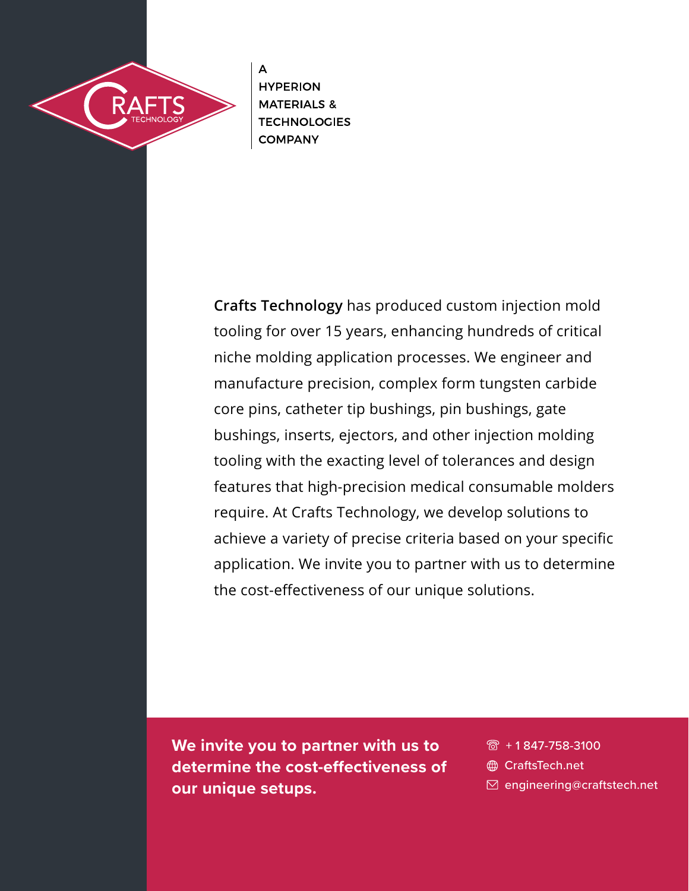CRAFTS TECHNOLOGY

A HYPERION MATERIALS & TECHNOLOGIES COMPANY

**Crafts Technology** has produced custom injection mold tooling for over 15 years, enhancing hundreds of critical niche molding application processes. We engineer and manufacture precision, complex form tungsten carbide core pins, catheter tip bushings, pin bushings, gate bushings, inserts, ejectors, and other injection molding tooling with the exacting level of tolerances and design features that high-precision medical consumable molders require. At Crafts Technology, we develop solutions to achieve a variety of precise criteria based on your specific application. We invite you to partner with us to determine the cost-effectiveness of our unique solutions.

**We invite you to partner with us to determine the cost-effectiveness of our unique setups.**

+ 1 847-758-3100

CraftsTech.net

engineering@craftstech.net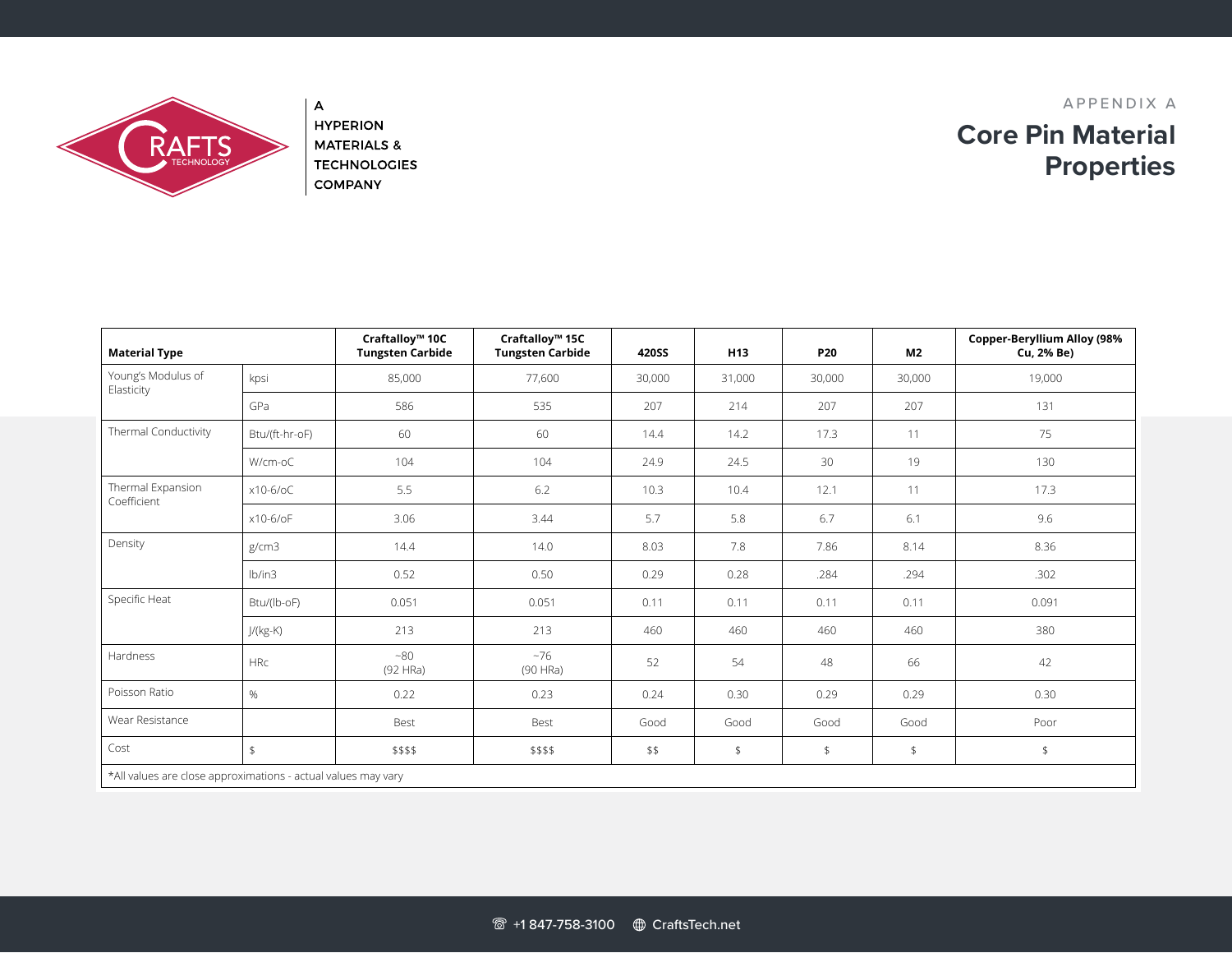A HYPERION MATERIALS & TECHNOLOGIES COMPANY

APPENDIX A

# Core Pin Material Properties

| Material Type | | Craftalloy™ 10C Tungsten Carbide | Craftalloy™ 15C Tungsten Carbide | 420SS | H13 | P20 | M2 | Copper-Beryllium Alloy (98% Cu, 2% Be) |
|---|---|---|---|---|---|---|---|---|
| Young's Modulus of Elasticity | kpsi | 85,000 | 77,600 | 30,000 | 31,000 | 30,000 | 30,000 | 19,000 |
| | GPa | 586 | 535 | 207 | 214 | 207 | 207 | 131 |
| Thermal Conductivity | Btu/(ft-hr-oF) | 60 | 60 | 14.4 | 14.2 | 17.3 | 11 | 75 |
| | W/cm-oC | 104 | 104 | 24.9 | 24.5 | 30 | 19 | 130 |
| Thermal Expansion Coefficient | x10-6/oC | 5.5 | 6.2 | 10.3 | 10.4 | 12.1 | 11 | 17.3 |
| | x10-6/oF | 3.06 | 3.44 | 5.7 | 5.8 | 6.7 | 6.1 | 9.6 |
| Density | g/cm3 | 14.4 | 14.0 | 8.03 | 7.8 | 7.86 | 8.14 | 8.36 |
| | lb/in3 | 0.52 | 0.50 | 0.29 | 0.28 | .284 | .294 | .302 |
| Specific Heat | Btu/(lb-oF) | 0.051 | 0.051 | 0.11 | 0.11 | 0.11 | 0.11 | 0.091 |
| | J/(kg-K) | 213 | 213 | 460 | 460 | 460 | 460 | 380 |
| Hardness | HRc | ~80 (92 HRa) | ~76 (90 HRa) | 52 | 54 | 48 | 66 | 42 |
| Poisson Ratio | % | 0.22 | 0.23 | 0.24 | 0.30 | 0.29 | 0.29 | 0.30 |
| Wear Resistance | | Best | Best | Good | Good | Good | Good | Poor |
| Cost | $ | $$$$ | $$$$ | $$ | $ | $ | $ | $ |

*All values are close approximations - actual values may vary

+1 847-758-3100 CraftsTech.net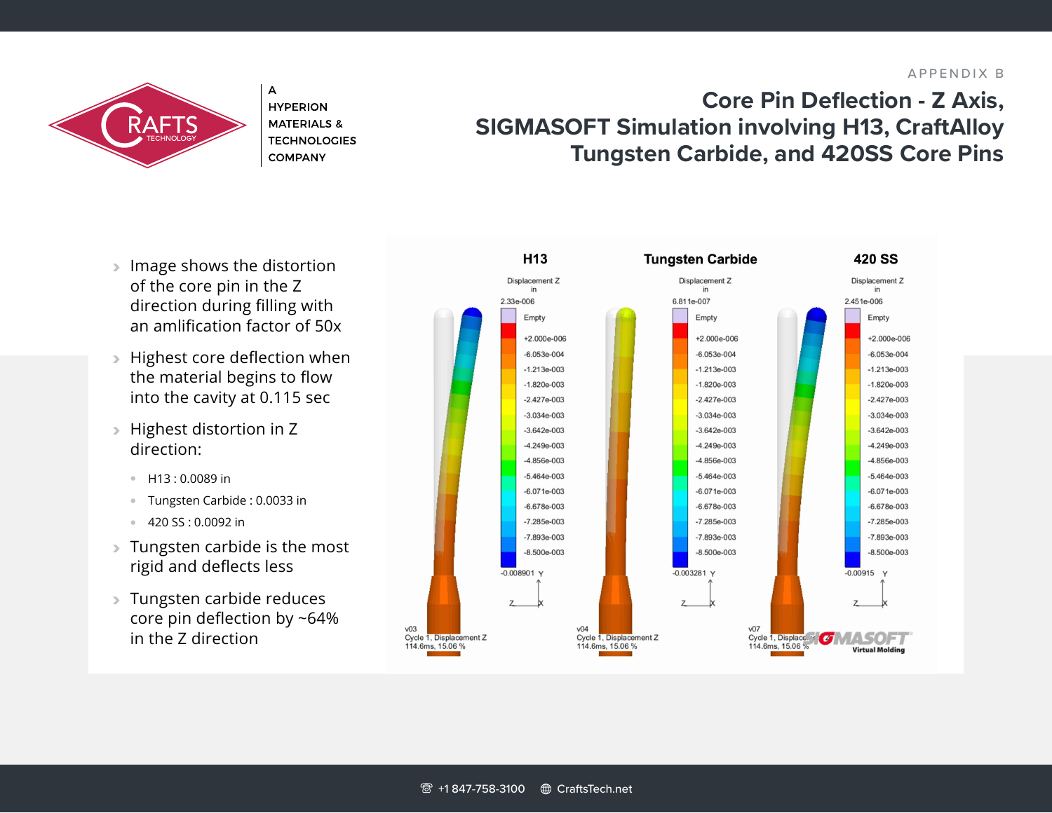APPENDIX B

# Core Pin Deflection - Z Axis, SIGMASOFT Simulation involving H13, CraftAlloy Tungsten Carbide, and 420SS Core Pins

- Image shows the distortion of the core pin in the Z direction during filling with an amlification factor of 50x
- Highest core deflection when the material begins to flow into the cavity at 0.115 sec
- Highest distortion in Z direction:
  - H13 : 0.0089 in
  - Tungsten Carbide : 0.0033 in
  - 420 SS : 0.0092 in
- Tungsten carbide is the most rigid and deflects less
- Tungsten carbide reduces core pin deflection by ~64% in the Z direction

H13

Displacement Z
in
2.33e-006
Empty
+2.000e-006
-6.053e-004
-1.213e-003
-1.820e-003
-2.427e-003
-3.034e-003
-3.642e-003
-4.249e-003
-4.856e-003
-5.464e-003
-6.071e-003
-6.678e-003
-7.285e-003
-7.893e-003
-8.500e-003
-0.008901

v03
Cycle 1, Displacement Z
114.6ms, 15.06 %

Tungsten Carbide

Displacement Z
in
6.811e-007
Empty
+2.000e-006
-6.053e-004
-1.213e-003
-1.820e-003
-2.427e-003
-3.034e-003
-3.642e-003
-4.249e-003
-4.856e-003
-5.464e-003
-6.071e-003
-6.678e-003
-7.285e-003
-7.893e-003
-8.500e-003
-0.003281

v04
Cycle 1, Displacement Z
114.6ms, 15.06 %

420 SS

Displacement Z
in
2.451e-006
Empty
+2.000e-006
-6.053e-004
-1.213e-003
-1.820e-003
-2.427e-003
-3.034e-003
-3.642e-003
-4.249e-003
-4.856e-003
-5.464e-003
-6.071e-003
-6.678e-003
-7.285e-003
-7.893e-003
-8.500e-003
-0.00915

v07
Cycle 1, Displacement Z
114.6ms, 15.06 %

SIGMASOFT Virtual Molding

☏ +1 847-758-3100 CraftsTech.net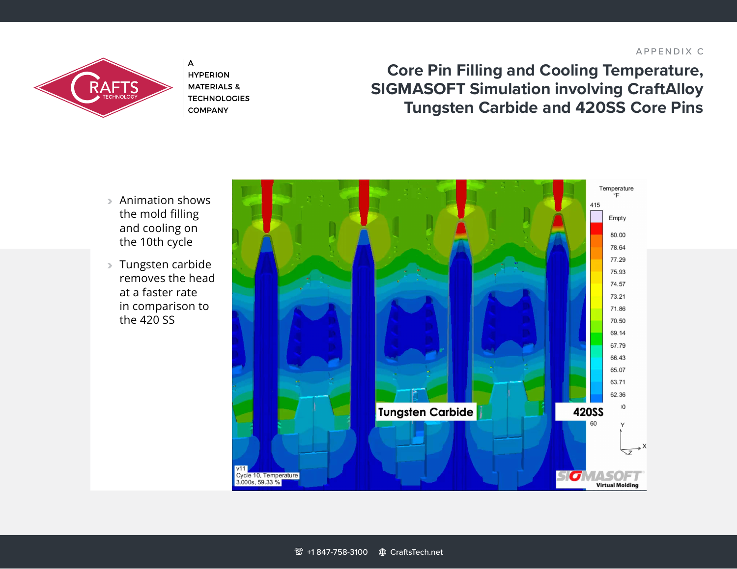A HYPERION MATERIALS & TECHNOLOGIES COMPANY

APPENDIX C

# Core Pin Filling and Cooling Temperature, SIGMASOFT Simulation involving CraftAlloy Tungsten Carbide and 420SS Core Pins

- Animation shows the mold filling and cooling on the 10th cycle
- Tungsten carbide removes the head at a faster rate in comparison to the 420 SS

Temperature °F

415

Empty

80.00

78.64

77.29

75.93

74.57

73.21

71.86

70.50

69.14

67.79

66.43

65.07

63.71

62.36

60

Tungsten Carbide

420SS

v11

Cycle 10, Temperature

3.000s, 59.33 %

SIGMASOFT Virtual Molding

+1 847-758-3100 CraftsTech.net